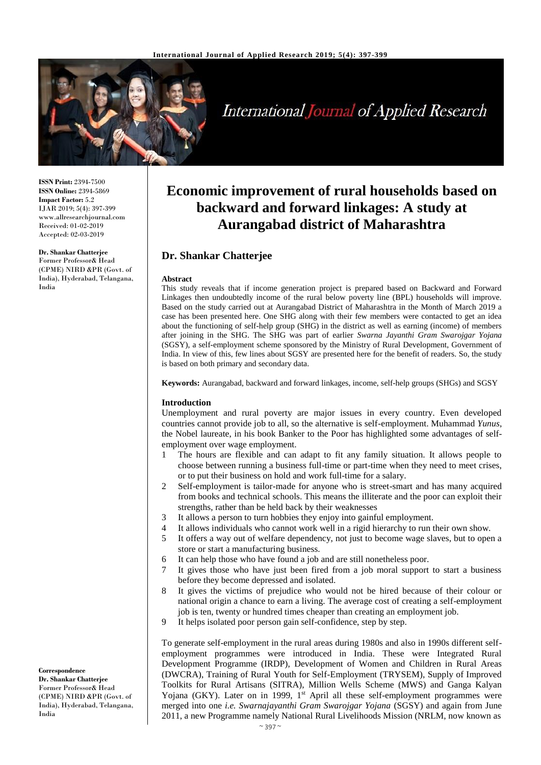**ISSN Print:** 2394-7500
**ISSN Online:** 2394-5869
**Impact Factor:** 5.2
IJAR 2019; 5(4): 397-399
www.allresearchjournal.com
Received: 01-02-2019
Accepted: 02-03-2019

**Dr. Shankar Chatterjee**
Former Professor& Head (CPME) NIRD &PR (Govt. of India), Hyderabad, Telangana, India

**Correspondence**
**Dr. Shankar Chatterjee**
Former Professor& Head (CPME) NIRD &PR (Govt. of India), Hyderabad, Telangana, India

# Economic improvement of rural households based on backward and forward linkages: A study at Aurangabad district of Maharashtra

## Dr. Shankar Chatterjee

### Abstract

This study reveals that if income generation project is prepared based on Backward and Forward Linkages then undoubtedly income of the rural below poverty line (BPL) households will improve. Based on the study carried out at Aurangabad District of Maharashtra in the Month of March 2019 a case has been presented here. One SHG along with their few members were contacted to get an idea about the functioning of self-help group (SHG) in the district as well as earning (income) of members after joining in the SHG. The SHG was part of earlier *Swarna Jayanthi Gram Swarojgar Yojana* (SGSY), a self-employment scheme sponsored by the Ministry of Rural Development, Government of India. In view of this, few lines about SGSY are presented here for the benefit of readers. So, the study is based on both primary and secondary data.

**Keywords:** Aurangabad, backward and forward linkages, income, self-help groups (SHGs) and SGSY

### Introduction

Unemployment and rural poverty are major issues in every country. Even developed countries cannot provide job to all, so the alternative is self-employment. Muhammad *Yunus*, the Nobel laureate, in his book Banker to the Poor has highlighted some advantages of self-employment over wage employment.

1. The hours are flexible and can adapt to fit any family situation. It allows people to choose between running a business full-time or part-time when they need to meet crises, or to put their business on hold and work full-time for a salary.
2. Self-employment is tailor-made for anyone who is street-smart and has many acquired from books and technical schools. This means the illiterate and the poor can exploit their strengths, rather than be held back by their weaknesses
3. It allows a person to turn hobbies they enjoy into gainful employment.
4. It allows individuals who cannot work well in a rigid hierarchy to run their own show.
5. It offers a way out of welfare dependency, not just to become wage slaves, but to open a store or start a manufacturing business.
6. It can help those who have found a job and are still nonetheless poor.
7. It gives those who have just been fired from a job moral support to start a business before they become depressed and isolated.
8. It gives the victims of prejudice who would not be hired because of their colour or national origin a chance to earn a living. The average cost of creating a self-employment job is ten, twenty or hundred times cheaper than creating an employment job.
9. It helps isolated poor person gain self-confidence, step by step.

To generate self-employment in the rural areas during 1980s and also in 1990s different self-employment programmes were introduced in India. These were Integrated Rural Development Programme (IRDP), Development of Women and Children in Rural Areas (DWCRA), Training of Rural Youth for Self-Employment (TRYSEM), Supply of Improved Toolkits for Rural Artisans (SITRA), Million Wells Scheme (MWS) and Ganga Kalyan Yojana (GKY). Later on in 1999, 1st April all these self-employment programmes were merged into one *i.e. Swarnajayanthi Gram Swarojgar Yojana* (SGSY) and again from June 2011, a new Programme namely National Rural Livelihoods Mission (NRLM, now known as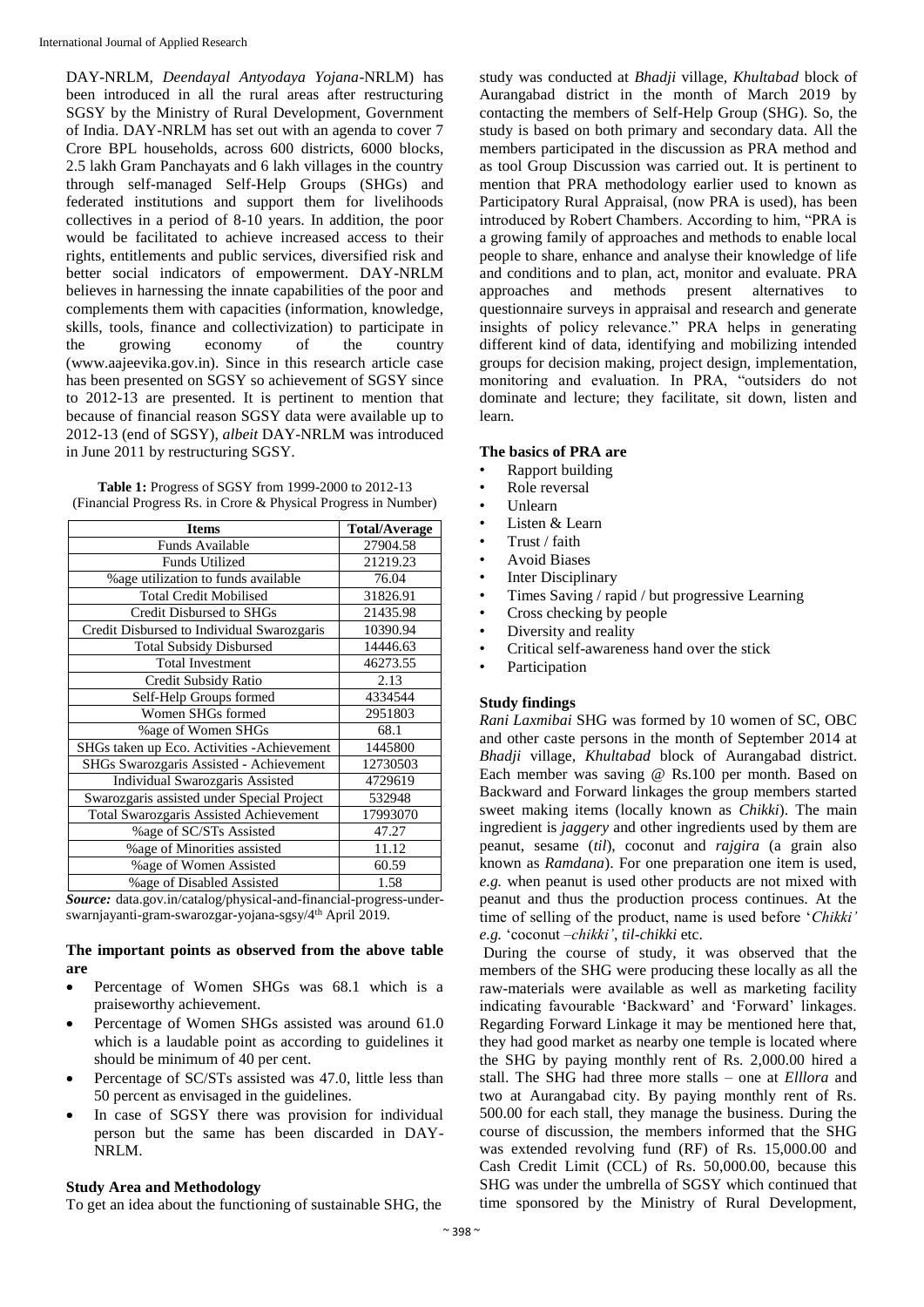DAY-NRLM, *Deendayal Antyodaya Yojana*-NRLM) has been introduced in all the rural areas after restructuring SGSY by the Ministry of Rural Development, Government of India. DAY-NRLM has set out with an agenda to cover 7 Crore BPL households, across 600 districts, 6000 blocks, 2.5 lakh Gram Panchayats and 6 lakh villages in the country through self-managed Self-Help Groups (SHGs) and federated institutions and support them for livelihoods collectives in a period of 8-10 years. In addition, the poor would be facilitated to achieve increased access to their rights, entitlements and public services, diversified risk and better social indicators of empowerment. DAY-NRLM believes in harnessing the innate capabilities of the poor and complements them with capacities (information, knowledge, skills, tools, finance and collectivization) to participate in the growing economy of the country (www.aajeevika.gov.in). Since in this research article case has been presented on SGSY so achievement of SGSY since to 2012-13 are presented. It is pertinent to mention that because of financial reason SGSY data were available up to 2012-13 (end of SGSY), *albeit* DAY-NRLM was introduced in June 2011 by restructuring SGSY.

**Table 1:** Progress of SGSY from 1999-2000 to 2012-13 (Financial Progress Rs. in Crore & Physical Progress in Number)

| Items | Total/Average |
|---|---|
| Funds Available | 27904.58 |
| Funds Utilized | 21219.23 |
| %age utilization to funds available | 76.04 |
| Total Credit Mobilised | 31826.91 |
| Credit Disbursed to SHGs | 21435.98 |
| Credit Disbursed to Individual Swarozgaris | 10390.94 |
| Total Subsidy Disbursed | 14446.63 |
| Total Investment | 46273.55 |
| Credit Subsidy Ratio | 2.13 |
| Self-Help Groups formed | 4334544 |
| Women SHGs formed | 2951803 |
| %age of Women SHGs | 68.1 |
| SHGs taken up Eco. Activities -Achievement | 1445800 |
| SHGs Swarozgaris Assisted - Achievement | 12730503 |
| Individual Swarozgaris Assisted | 4729619 |
| Swarozgaris assisted under Special Project | 532948 |
| Total Swarozgaris Assisted Achievement | 17993070 |
| %age of SC/STs Assisted | 47.27 |
| %age of Minorities assisted | 11.12 |
| %age of Women Assisted | 60.59 |
| %age of Disabled Assisted | 1.58 |

***Source:*** data.gov.in/catalog/physical-and-financial-progress-under-swarnjayanti-gram-swarozgar-yojana-sgsy/4th April 2019.

### The important points as observed from the above table are

- Percentage of Women SHGs was 68.1 which is a praiseworthy achievement.
- Percentage of Women SHGs assisted was around 61.0 which is a laudable point as according to guidelines it should be minimum of 40 per cent.
- Percentage of SC/STs assisted was 47.0, little less than 50 percent as envisaged in the guidelines.
- In case of SGSY there was provision for individual person but the same has been discarded in DAY-NRLM.

### Study Area and Methodology

To get an idea about the functioning of sustainable SHG, the study was conducted at *Bhadji* village, *Khultabad* block of Aurangabad district in the month of March 2019 by contacting the members of Self-Help Group (SHG). So, the study is based on both primary and secondary data. All the members participated in the discussion as PRA method and as tool Group Discussion was carried out. It is pertinent to mention that PRA methodology earlier used to known as Participatory Rural Appraisal, (now PRA is used), has been introduced by Robert Chambers. According to him, "PRA is a growing family of approaches and methods to enable local people to share, enhance and analyse their knowledge of life and conditions and to plan, act, monitor and evaluate. PRA approaches and methods present alternatives to questionnaire surveys in appraisal and research and generate insights of policy relevance." PRA helps in generating different kind of data, identifying and mobilizing intended groups for decision making, project design, implementation, monitoring and evaluation. In PRA, "outsiders do not dominate and lecture; they facilitate, sit down, listen and learn.

### The basics of PRA are

- Rapport building
- Role reversal
- Unlearn
- Listen & Learn
- Trust / faith
- Avoid Biases
- Inter Disciplinary
- Times Saving / rapid / but progressive Learning
- Cross checking by people
- Diversity and reality
- Critical self-awareness hand over the stick
- Participation

### Study findings

*Rani Laxmibai* SHG was formed by 10 women of SC, OBC and other caste persons in the month of September 2014 at *Bhadji* village, *Khultabad* block of Aurangabad district. Each member was saving @ Rs.100 per month. Based on Backward and Forward linkages the group members started sweet making items (locally known as *Chikki*). The main ingredient is *jaggery* and other ingredients used by them are peanut, sesame (*til*), coconut and *rajgira* (a grain also known as *Ramdana*). For one preparation one item is used, *e.g.* when peanut is used other products are not mixed with peanut and thus the production process continues. At the time of selling of the product, name is used before '*Chikki'* *e.g.* 'coconut –*chikki'*, *til-chikki* etc.

During the course of study, it was observed that the members of the SHG were producing these locally as all the raw-materials were available as well as marketing facility indicating favourable 'Backward' and 'Forward' linkages. Regarding Forward Linkage it may be mentioned here that, they had good market as nearby one temple is located where the SHG by paying monthly rent of Rs. 2,000.00 hired a stall. The SHG had three more stalls – one at *Elllora* and two at Aurangabad city. By paying monthly rent of Rs. 500.00 for each stall, they manage the business. During the course of discussion, the members informed that the SHG was extended revolving fund (RF) of Rs. 15,000.00 and Cash Credit Limit (CCL) of Rs. 50,000.00, because this SHG was under the umbrella of SGSY which continued that time sponsored by the Ministry of Rural Development,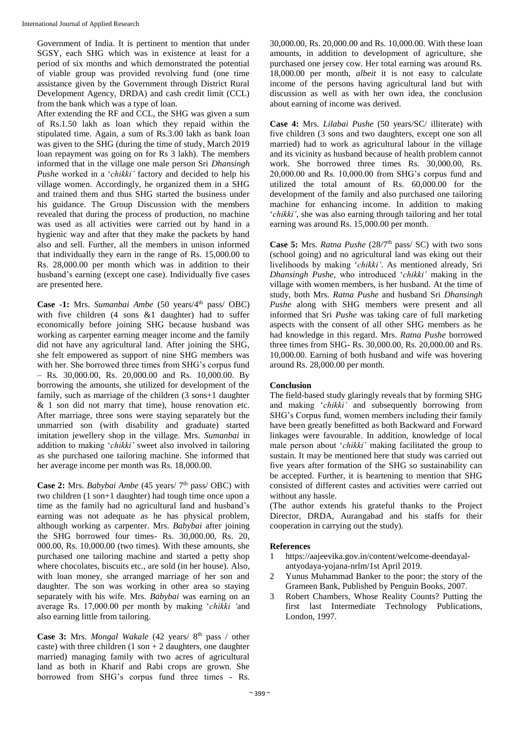Government of India. It is pertinent to mention that under SGSY, each SHG which was in existence at least for a period of six months and which demonstrated the potential of viable group was provided revolving fund (one time assistance given by the Government through District Rural Development Agency, DRDA) and cash credit limit (CCL) from the bank which was a type of loan.

After extending the RF and CCL, the SHG was given a sum of Rs.1.50 lakh as loan which they repaid within the stipulated time. Again, a sum of Rs.3.00 lakh as bank loan was given to the SHG (during the time of study, March 2019 loan repayment was going on for Rs 3 lakh). The members informed that in the village one male person Sri *Dhansingh Pushe* worked in a '*chikki'* factory and decided to help his village women. Accordingly, he organized them in a SHG and trained them and thus SHG started the business under his guidance. The Group Discussion with the members revealed that during the process of production, no machine was used as all activities were carried out by hand in a hygienic way and after that they make the packets by hand also and sell. Further, all the members in unison informed that individually they earn in the range of Rs. 15,000.00 to Rs. 28,000.00 per month which was in addition to their husband's earning (except one case). Individually five cases are presented here.

**Case -1:** Mrs. *Sumanbai Ambe* (50 years/4th pass/ OBC) with five children (4 sons &1 daughter) had to suffer economically before joining SHG because husband was working as carpenter earning meager income and the family did not have any agricultural land. After joining the SHG, she felt empowered as support of nine SHG members was with her. She borrowed three times from SHG's corpus fund – Rs. 30,000.00, Rs. 20,000.00 and Rs. 10,000.00. By borrowing the amounts, she utilized for development of the family, such as marriage of the children (3 sons+1 daughter & 1 son did not marry that time), house renovation etc. After marriage, three sons were staying separately but the unmarried son (with disability and graduate) started imitation jewellery shop in the village. Mrs. *Sumanbai* in addition to making '*chikki'* sweet also involved in tailoring as she purchased one tailoring machine. She informed that her average income per month was Rs. 18,000.00.

**Case 2:** Mrs. *Babybai Ambe* (45 years/ 7th pass/ OBC) with two children (1 son+1 daughter) had tough time once upon a time as the family had no agricultural land and husband's earning was not adequate as he has physical problem, although working as carpenter. Mrs. *Babybai* after joining the SHG borrowed four times- Rs. 30,000.00, Rs. 20, 000.00, Rs. 10,000.00 (two times). With these amounts, she purchased one tailoring machine and started a petty shop where chocolates, biscuits etc., are sold (in her house). Also, with loan money, she arranged marriage of her son and daughter. The son was working in other area so staying separately with his wife. Mrs. *Babybai* was earning on an average Rs. 17,000.00 per month by making '*chikki* 'and also earning little from tailoring.

**Case 3:** Mrs. *Mongal Wakale* (42 years/ 8th pass / other caste) with three children (1 son + 2 daughters, one daughter married) managing family with two acres of agricultural land as both in Kharif and Rabi crops are grown. She borrowed from SHG's corpus fund three times - Rs. 30,000.00, Rs. 20,000.00 and Rs. 10,000.00. With these loan amounts, in addition to development of agriculture, she purchased one jersey cow. Her total earning was around Rs. 18,000.00 per month, *albeit* it is not easy to calculate income of the persons having agricultural land but with discussion as well as with her own idea, the conclusion about earning of income was derived.

**Case 4:** Mrs. *Lilabai Pushe* (50 years/SC/ illiterate) with five children (3 sons and two daughters, except one son all married) had to work as agricultural labour in the village and its vicinity as husband because of health problem cannot work. She borrowed three times Rs. 30,000.00, Rs. 20,000.00 and Rs. 10,000.00 from SHG's corpus fund and utilized the total amount of Rs. 60,000.00 for the development of the family and also purchased one tailoring machine for enhancing income. In addition to making '*chikki'*, she was also earning through tailoring and her total earning was around Rs. 15,000.00 per month.

**Case 5:** Mrs. *Ratna Pushe* (28/7th pass/ SC) with two sons (school going) and no agricultural land was eking out their livelihoods by making '*chikki'*. As mentioned already, Sri *Dhansingh Pushe*, who introduced '*chikki'* making in the village with women members, is her husband. At the time of study, both Mrs. *Ratna Pushe* and husband Sri *Dhansingh Pushe* along with SHG members were present and all informed that Sri *Pushe* was taking care of full marketing aspects with the consent of all other SHG members as he had knowledge in this regard. Mrs. *Ratna Pushe* borrowed three times from SHG- Rs. 30,000.00, Rs. 20,000.00 and Rs. 10,000.00. Earning of both husband and wife was hovering around Rs. 28,000.00 per month.

## Conclusion

The field-based study glaringly reveals that by forming SHG and making '*chikki'* and subsequently borrowing from SHG's Corpus fund, women members including their family have been greatly benefitted as both Backward and Forward linkages were favourable. In addition, knowledge of local male person about '*chikki'* making facilitated the group to sustain. It may be mentioned here that study was carried out five years after formation of the SHG so sustainability can be accepted. Further, it is heartening to mention that SHG consisted of different castes and activities were carried out without any hassle.

(The author extends his grateful thanks to the Project Director, DRDA, Aurangabad and his staffs for their cooperation in carrying out the study).

## References

1. https://aajeevika.gov.in/content/welcome-deendayal-antyodaya-yojana-nrlm/1st April 2019.
2. Yunus Muhammad Banker to the poor; the story of the Grameen Bank, Published by Penguin Books, 2007.
3. Robert Chambers, Whose Reality Counts? Putting the first last Intermediate Technology Publications, London, 1997.